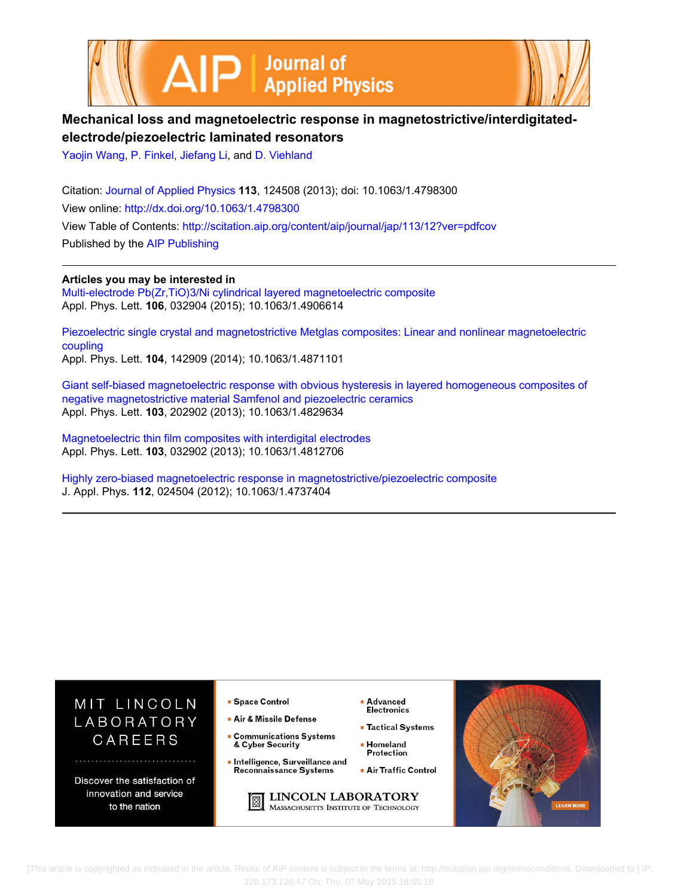# Mechanical loss and magnetoelectric response in magnetostrictive/interdigitated-electrode/piezoelectric laminated resonators

Yaojin Wang, P. Finkel, Jiefang Li, and D. Viehland

Citation: Journal of Applied Physics **113**, 124508 (2013); doi: 10.1063/1.4798300

View online: http://dx.doi.org/10.1063/1.4798300

View Table of Contents: http://scitation.aip.org/content/aip/journal/jap/113/12?ver=pdfcov

Published by the AIP Publishing

**Articles you may be interested in**

Multi-electrode Pb(Zr,TiO)3/Ni cylindrical layered magnetoelectric composite
Appl. Phys. Lett. **106**, 032904 (2015); 10.1063/1.4906614

Piezoelectric single crystal and magnetostrictive Metglas composites: Linear and nonlinear magnetoelectric coupling
Appl. Phys. Lett. **104**, 142909 (2014); 10.1063/1.4871101

Giant self-biased magnetoelectric response with obvious hysteresis in layered homogeneous composites of negative magnetostrictive material Samfenol and piezoelectric ceramics
Appl. Phys. Lett. **103**, 202902 (2013); 10.1063/1.4829634

Magnetoelectric thin film composites with interdigital electrodes
Appl. Phys. Lett. **103**, 032902 (2013); 10.1063/1.4812706

Highly zero-biased magnetoelectric response in magnetostrictive/piezoelectric composite
J. Appl. Phys. **112**, 024504 (2012); 10.1063/1.4737404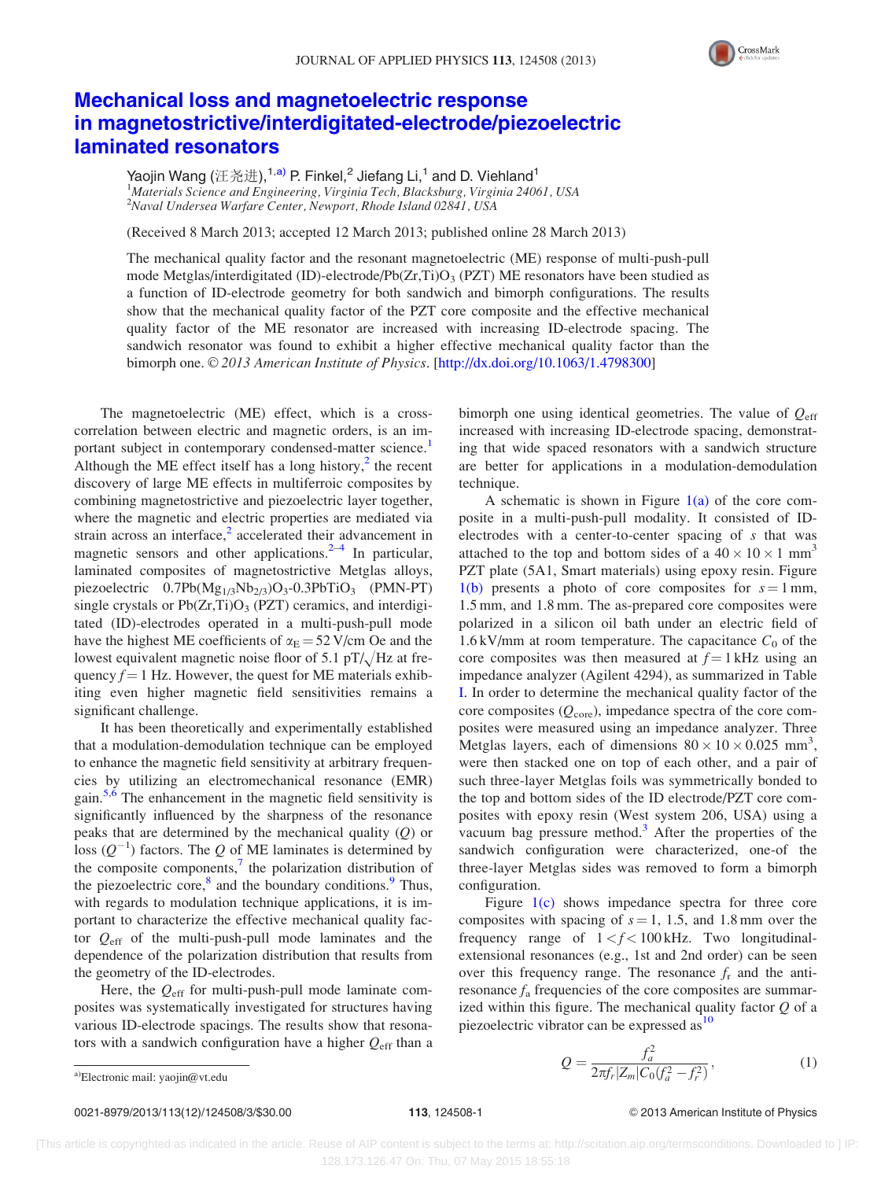# Mechanical loss and magnetoelectric response in magnetostrictive/interdigitated-electrode/piezoelectric laminated resonators

Yaojin Wang (汪尧进),[1,a)] P. Finkel,[2] Jiefang Li,[1] and D. Viehland[1]

[1]*Materials Science and Engineering, Virginia Tech, Blacksburg, Virginia 24061, USA*
[2]*Naval Undersea Warfare Center, Newport, Rhode Island 02841, USA*

(Received 8 March 2013; accepted 12 March 2013; published online 28 March 2013)

The mechanical quality factor and the resonant magnetoelectric (ME) response of multi-push-pull mode Metglas/interdigitated (ID)-electrode/$Pb(Zr,Ti)O_3$ (PZT) ME resonators have been studied as a function of ID-electrode geometry for both sandwich and bimorph configurations. The results show that the mechanical quality factor of the PZT core composite and the effective mechanical quality factor of the ME resonator are increased with increasing ID-electrode spacing. The sandwich resonator was found to exhibit a higher effective mechanical quality factor than the bimorph one. © *2013 American Institute of Physics*. [http://dx.doi.org/10.1063/1.4798300]

The magnetoelectric (ME) effect, which is a cross-correlation between electric and magnetic orders, is an important subject in contemporary condensed-matter science.[1] Although the ME effect itself has a long history,[2] the recent discovery of large ME effects in multiferroic composites by combining magnetostrictive and piezoelectric layer together, where the magnetic and electric properties are mediated via strain across an interface,[2] accelerated their advancement in magnetic sensors and other applications.[2–4] In particular, laminated composites of magnetostrictive Metglas alloys, piezoelectric $0.7Pb(Mg_{1/3}Nb_{2/3})O_3$-$0.3PbTiO_3$ (PMN-PT) single crystals or $Pb(Zr,Ti)O_3$ (PZT) ceramics, and interdigitated (ID)-electrodes operated in a multi-push-pull mode have the highest ME coefficients of $\alpha_E = 52$ V/cm Oe and the lowest equivalent magnetic noise floor of 5.1 pT/$\sqrt{}$Hz at frequency $f = 1$ Hz. However, the quest for ME materials exhibiting even higher magnetic field sensitivities remains a significant challenge.

It has been theoretically and experimentally established that a modulation-demodulation technique can be employed to enhance the magnetic field sensitivity at arbitrary frequencies by utilizing an electromechanical resonance (EMR) gain.[5,6] The enhancement in the magnetic field sensitivity is significantly influenced by the sharpness of the resonance peaks that are determined by the mechanical quality ($Q$) or loss ($Q^{-1}$) factors. The $Q$ of ME laminates is determined by the composite components,[7] the polarization distribution of the piezoelectric core,[8] and the boundary conditions.[9] Thus, with regards to modulation technique applications, it is important to characterize the effective mechanical quality factor $Q_{\rm eff}$ of the multi-push-pull mode laminates and the dependence of the polarization distribution that results from the geometry of the ID-electrodes.

Here, the $Q_{\rm eff}$ for multi-push-pull mode laminate composites was systematically investigated for structures having various ID-electrode spacings. The results show that resonators with a sandwich configuration have a higher $Q_{\rm eff}$ than a bimorph one using identical geometries. The value of $Q_{\rm eff}$ increased with increasing ID-electrode spacing, demonstrating that wide spaced resonators with a sandwich structure are better for applications in a modulation-demodulation technique.

A schematic is shown in Figure 1(a) of the core composite in a multi-push-pull modality. It consisted of ID-electrodes with a center-to-center spacing of $s$ that was attached to the top and bottom sides of a $40 \times 10 \times 1$ mm$^3$ PZT plate (5A1, Smart materials) using epoxy resin. Figure 1(b) presents a photo of core composites for $s = 1$ mm, 1.5 mm, and 1.8 mm. The as-prepared core composites were polarized in a silicon oil bath under an electric field of 1.6 kV/mm at room temperature. The capacitance $C_0$ of the core composites was then measured at $f = 1$ kHz using an impedance analyzer (Agilent 4294), as summarized in Table I. In order to determine the mechanical quality factor of the core composites ($Q_{\rm core}$), impedance spectra of the core composites were measured using an impedance analyzer. Three Metglas layers, each of dimensions $80 \times 10 \times 0.025$ mm$^3$, were then stacked one on top of each other, and a pair of such three-layer Metglas foils was symmetrically bonded to the top and bottom sides of the ID electrode/PZT core composites with epoxy resin (West system 206, USA) using a vacuum bag pressure method.[3] After the properties of the sandwich configuration were characterized, one-of the three-layer Metglas sides was removed to form a bimorph configuration.

Figure 1(c) shows impedance spectra for three core composites with spacing of $s = 1$, 1.5, and 1.8 mm over the frequency range of $1 < f < 100$ kHz. Two longitudinal-extensional resonances (e.g., 1st and 2nd order) can be seen over this frequency range. The resonance $f_r$ and the anti-resonance $f_a$ frequencies of the core composites are summarized within this figure. The mechanical quality factor $Q$ of a piezoelectric vibrator can be expressed as[10]

$$Q = \frac{f_a^2}{2\pi f_r |Z_m| C_0 (f_a^2 - f_r^2)}, \tag{1}$$

[a)]Electronic mail: yaojin@vt.edu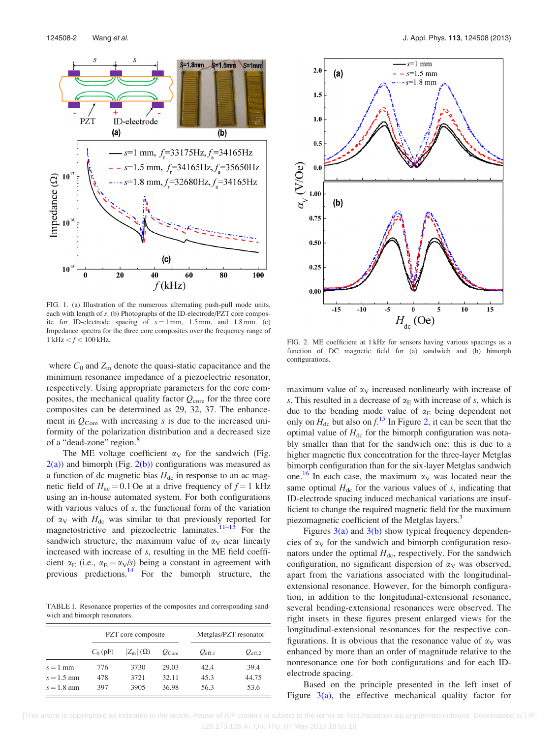FIG. 1. (a) Illustration of the numerous alternating push-pull mode units, each with length of $s$. (b) Photographs of the ID-electrode/PZT core composite for ID-electrode spacing of $s = 1$ mm, 1.5 mm, and 1.8 mm. (c) Impedance spectra for the three core composites over the frequency range of 1 kHz $< f <$ 100 kHz.

where $C_0$ and $Z_m$ denote the quasi-static capacitance and the minimum resonance impedance of a piezoelectric resonator, respectively. Using appropriate parameters for the core composites, the mechanical quality factor $Q_{core}$ for the three core composites can be determined as 29, 32, 37. The enhancement in $Q_{Core}$ with increasing $s$ is due to the increased uniformity of the polarization distribution and a decreased size of a "dead-zone" region.[8]

The ME voltage coefficient $\alpha_V$ for the sandwich (Fig. 2(a)) and bimorph (Fig. 2(b)) configurations was measured as a function of dc magnetic bias $H_{dc}$ in response to an ac magnetic field of $H_{ac} = 0.1$ Oe at a drive frequency of $f = 1$ kHz using an in-house automated system. For both configurations with various values of $s$, the functional form of the variation of $\alpha_V$ with $H_{dc}$ was similar to that previously reported for magnetostrictive and piezoelectric laminates.[11–13] For the sandwich structure, the maximum value of $\alpha_V$ near linearly increased with increase of $s$, resulting in the ME field coefficient $\alpha_E$ (i.e., $\alpha_E = \alpha_V/s$) being a constant in agreement with previous predictions.[14] For the bimorph structure, the

TABLE I. Resonance properties of the composites and corresponding sandwich and bimorph resonators.

| | PZT core composite | | | Metglas/PZT resonator | |
|---|---|---|---|---|---|
| | $C_0$ (pF) | $\lvert Z_m \rvert$ (Ω) | $Q_{Core}$ | $Q_{eff,1}$ | $Q_{eff,2}$ |
| $s = 1$ mm | 776 | 3730 | 29.03 | 42.4 | 39.4 |
| $s = 1.5$ mm | 478 | 3721 | 32.11 | 45.3 | 44.75 |
| $s = 1.8$ mm | 397 | 3905 | 36.98 | 56.3 | 53.6 |

FIG. 2. ME coefficient at 1 kHz for sensors having various spacings as a function of DC magnetic field for (a) sandwich and (b) bimorph configurations.

maximum value of $\alpha_V$ increased nonlinearly with increase of $s$. This resulted in a decrease of $\alpha_E$ with increase of $s$, which is due to the bending mode value of $\alpha_E$ being dependent not only on $H_{dc}$ but also on $f$.[15] In Figure 2, it can be seen that the optimal value of $H_{dc}$ for the bimorph configuration was notably smaller than that for the sandwich one: this is due to a higher magnetic flux concentration for the three-layer Metglas bimorph configuration than for the six-layer Metglas sandwich one.[16] In each case, the maximum $\alpha_V$ was located near the same optimal $H_{dc}$ for the various values of $s$, indicating that ID-electrode spacing induced mechanical variations are insufficient to change the required magnetic field for the maximum piezomagnetic coefficient of the Metglas layers.[3]

Figures 3(a) and 3(b) show typical frequency dependencies of $\alpha_V$ for the sandwich and bimorph configuration resonators under the optimal $H_{dc}$, respectively. For the sandwich configuration, no significant dispersion of $\alpha_V$ was observed, apart from the variations associated with the longitudinal-extensional resonance. However, for the bimorph configuration, in addition to the longitudinal-extensional resonance, several bending-extensional resonances were observed. The right insets in these figures present enlarged views for the longitudinal-extensional resonances for the respective configurations. It is obvious that the resonance value of $\alpha_V$ was enhanced by more than an order of magnitude relative to the nonresonance one for both configurations and for each ID-electrode spacing.

Based on the principle presented in the left inset of Figure 3(a), the effective mechanical quality factor for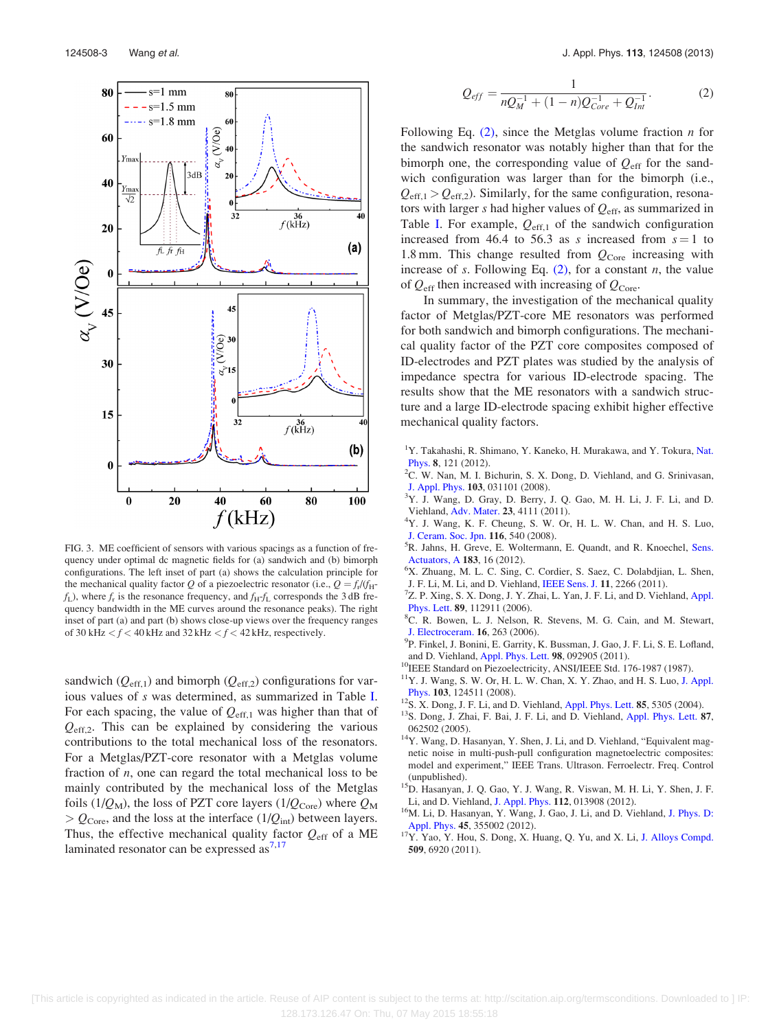a_V (V/Oe)

s=1 mm
s=1.5 mm
s=1.8 mm

$\gamma_{max}$
3dB
$\frac{\gamma_{max}}{\sqrt{2}}$
$f_L$ $f_r$ $f_H$

(a)

(b)

$f$ (kHz)

FIG. 3. ME coefficient of sensors with various spacings as a function of frequency under optimal dc magnetic fields for (a) sandwich and (b) bimorph configurations. The left inset of part (a) shows the calculation principle for the mechanical quality factor $Q$ of a piezoelectric resonator (i.e., $Q = f_r/(f_H - f_L)$, where $f_r$ is the resonance frequency, and $f_H$-$f_L$ corresponds the 3 dB frequency bandwidth in the ME curves around the resonance peaks). The right inset of part (a) and part (b) shows close-up views over the frequency ranges of 30 kHz $< f <$ 40 kHz and 32 kHz $< f <$ 42 kHz, respectively.

sandwich ($Q_{eff,1}$) and bimorph ($Q_{eff,2}$) configurations for various values of $s$ was determined, as summarized in Table I. For each spacing, the value of $Q_{eff,1}$ was higher than that of $Q_{eff,2}$. This can be explained by considering the various contributions to the total mechanical loss of the resonators. For a Metglas/PZT-core resonator with a Metglas volume fraction of $n$, one can regard the total mechanical loss to be mainly contributed by the mechanical loss of the Metglas foils ($1/Q_M$), the loss of PZT core layers ($1/Q_{Core}$) where $Q_M > Q_{Core}$, and the loss at the interface ($1/Q_{int}$) between layers. Thus, the effective mechanical quality factor $Q_{eff}$ of a ME laminated resonator can be expressed as[7,17]

$$Q_{eff} = \frac{1}{nQ_M^{-1} + (1-n)Q_{Core}^{-1} + Q_{Int}^{-1}}. \tag{2}$$

Following Eq. (2), since the Metglas volume fraction $n$ for the sandwich resonator was notably higher than that for the bimorph one, the corresponding value of $Q_{eff}$ for the sandwich configuration was larger than for the bimorph (i.e., $Q_{eff,1} > Q_{eff,2}$). Similarly, for the same configuration, resonators with larger $s$ had higher values of $Q_{eff}$, as summarized in Table I. For example, $Q_{eff,1}$ of the sandwich configuration increased from 46.4 to 56.3 as $s$ increased from $s = 1$ to 1.8 mm. This change resulted from $Q_{Core}$ increasing with increase of $s$. Following Eq. (2), for a constant $n$, the value of $Q_{eff}$ then increased with increasing of $Q_{Core}$.

In summary, the investigation of the mechanical quality factor of Metglas/PZT-core ME resonators was performed for both sandwich and bimorph configurations. The mechanical quality factor of the PZT core composites composed of ID-electrodes and PZT plates was studied by the analysis of impedance spectra for various ID-electrode spacing. The results show that the ME resonators with a sandwich structure and a large ID-electrode spacing exhibit higher effective mechanical quality factors.

[1] Y. Takahashi, R. Shimano, Y. Kaneko, H. Murakawa, and Y. Tokura, Nat. Phys. **8**, 121 (2012).
[2] C. W. Nan, M. I. Bichurin, S. X. Dong, D. Viehland, and G. Srinivasan, J. Appl. Phys. **103**, 031101 (2008).
[3] Y. J. Wang, D. Gray, D. Berry, J. Q. Gao, M. H. Li, J. F. Li, and D. Viehland, Adv. Mater. **23**, 4111 (2011).
[4] Y. J. Wang, K. F. Cheung, S. W. Or, H. L. W. Chan, and H. S. Luo, J. Ceram. Soc. Jpn. **116**, 540 (2008).
[5] R. Jahns, H. Greve, E. Woltermann, E. Quandt, and R. Knoechel, Sens. Actuators, A **183**, 16 (2012).
[6] X. Zhuang, M. L. C. Sing, C. Cordier, S. Saez, C. Dolabdjian, L. Shen, J. F. Li, M. Li, and D. Viehland, IEEE Sens. J. **11**, 2266 (2011).
[7] Z. P. Xing, S. X. Dong, J. Y. Zhai, L. Yan, J. F. Li, and D. Viehland, Appl. Phys. Lett. **89**, 112911 (2006).
[8] C. R. Bowen, L. J. Nelson, R. Stevens, M. G. Cain, and M. Stewart, J. Electroceram. **16**, 263 (2006).
[9] P. Finkel, J. Bonini, E. Garrity, K. Bussman, J. Gao, J. F. Li, S. E. Lofland, and D. Viehland, Appl. Phys. Lett. **98**, 092905 (2011).
[10] IEEE Standard on Piezoelectricity, ANSI/IEEE Std. 176-1987 (1987).
[11] Y. J. Wang, S. W. Or, H. L. W. Chan, X. Y. Zhao, and H. S. Luo, J. Appl. Phys. **103**, 124511 (2008).
[12] S. X. Dong, J. F. Li, and D. Viehland, Appl. Phys. Lett. **85**, 5305 (2004).
[13] S. Dong, J. Zhai, F. Bai, J. F. Li, and D. Viehland, Appl. Phys. Lett. **87**, 062502 (2005).
[14] Y. Wang, D. Hasanyan, Y. Shen, J. Li, and D. Viehland, "Equivalent magnetic noise in multi-push-pull configuration magnetoelectric composites: model and experiment," IEEE Trans. Ultrason. Ferroelectr. Freq. Control (unpublished).
[15] D. Hasanyan, J. Q. Gao, Y. J. Wang, R. Viswan, M. H. Li, Y. Shen, J. F. Li, and D. Viehland, J. Appl. Phys. **112**, 013908 (2012).
[16] M. Li, D. Hasanyan, Y. Wang, J. Gao, J. Li, and D. Viehland, J. Phys. D: Appl. Phys. **45**, 355002 (2012).
[17] Y. Yao, Y. Hou, S. Dong, X. Huang, Q. Yu, and X. Li, J. Alloys Compd. **509**, 6920 (2011).